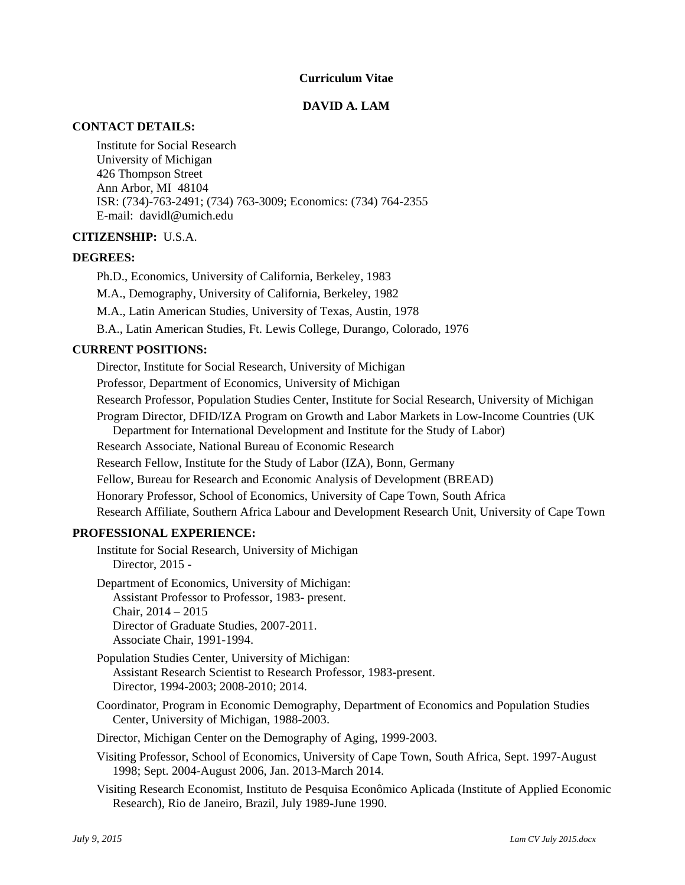**Curriculum Vitae**

**DAVID A. LAM**

**CONTACT DETAILS:**

Institute for Social Research  
University of Michigan  
426 Thompson Street  
Ann Arbor, MI 48104  
ISR: (734)-763-2491; (734) 763-3009; Economics: (734) 764-2355  
E-mail: davidl@umich.edu

**CITIZENSHIP:** U.S.A.

**DEGREES:**

Ph.D., Economics, University of California, Berkeley, 1983

M.A., Demography, University of California, Berkeley, 1982

M.A., Latin American Studies, University of Texas, Austin, 1978

B.A., Latin American Studies, Ft. Lewis College, Durango, Colorado, 1976

**CURRENT POSITIONS:**

Director, Institute for Social Research, University of Michigan

Professor, Department of Economics, University of Michigan

Research Professor, Population Studies Center, Institute for Social Research, University of Michigan

Program Director, DFID/IZA Program on Growth and Labor Markets in Low-Income Countries (UK Department for International Development and Institute for the Study of Labor)

Research Associate, National Bureau of Economic Research

Research Fellow, Institute for the Study of Labor (IZA), Bonn, Germany

Fellow, Bureau for Research and Economic Analysis of Development (BREAD)

Honorary Professor, School of Economics, University of Cape Town, South Africa

Research Affiliate, Southern Africa Labour and Development Research Unit, University of Cape Town

**PROFESSIONAL EXPERIENCE:**

Institute for Social Research, University of Michigan  
Director, 2015 -

Department of Economics, University of Michigan:  
Assistant Professor to Professor, 1983- present.  
Chair, 2014 – 2015  
Director of Graduate Studies, 2007-2011.  
Associate Chair, 1991-1994.

Population Studies Center, University of Michigan:  
Assistant Research Scientist to Research Professor, 1983-present.  
Director, 1994-2003; 2008-2010; 2014.

Coordinator, Program in Economic Demography, Department of Economics and Population Studies Center, University of Michigan, 1988-2003.

Director, Michigan Center on the Demography of Aging, 1999-2003.

Visiting Professor, School of Economics, University of Cape Town, South Africa, Sept. 1997-August 1998; Sept. 2004-August 2006, Jan. 2013-March 2014.

Visiting Research Economist, Instituto de Pesquisa Econômico Aplicada (Institute of Applied Economic Research), Rio de Janeiro, Brazil, July 1989-June 1990.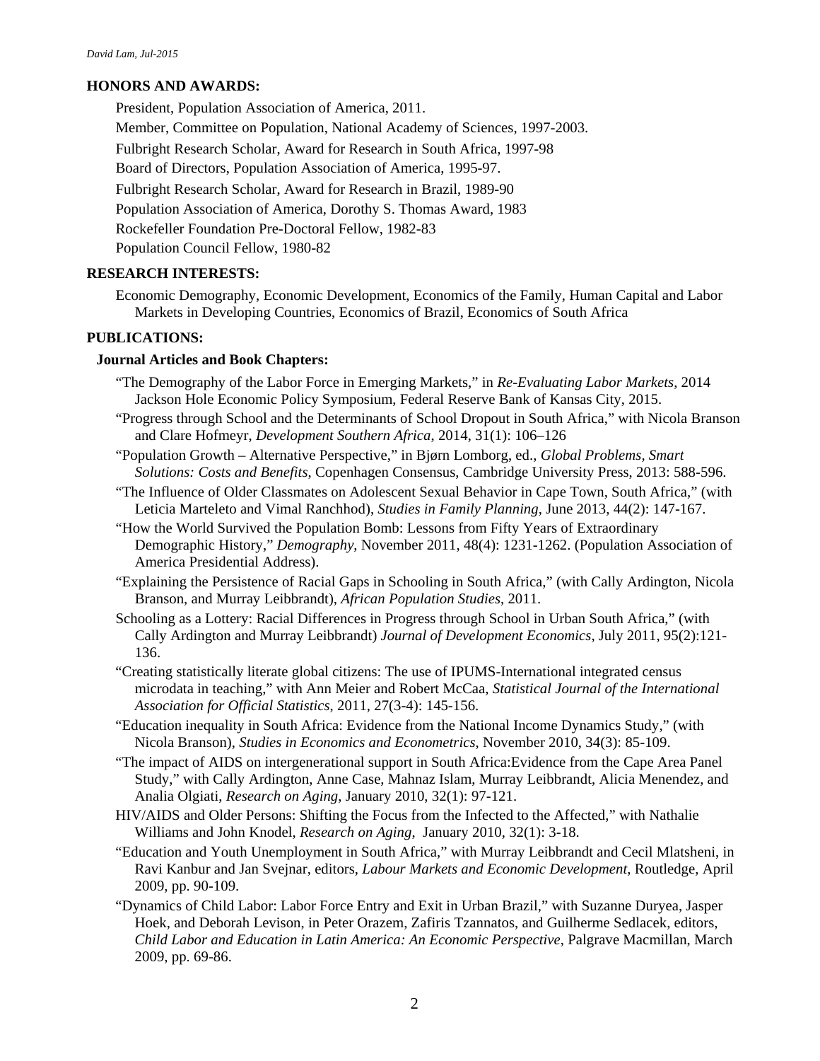## HONORS AND AWARDS:

President, Population Association of America, 2011.

Member, Committee on Population, National Academy of Sciences, 1997-2003.

Fulbright Research Scholar, Award for Research in South Africa, 1997-98

Board of Directors, Population Association of America, 1995-97.

Fulbright Research Scholar, Award for Research in Brazil, 1989-90

Population Association of America, Dorothy S. Thomas Award, 1983

Rockefeller Foundation Pre-Doctoral Fellow, 1982-83

Population Council Fellow, 1980-82

## RESEARCH INTERESTS:

Economic Demography, Economic Development, Economics of the Family, Human Capital and Labor Markets in Developing Countries, Economics of Brazil, Economics of South Africa

## PUBLICATIONS:

### Journal Articles and Book Chapters:

"The Demography of the Labor Force in Emerging Markets," in *Re-Evaluating Labor Markets*, 2014 Jackson Hole Economic Policy Symposium, Federal Reserve Bank of Kansas City, 2015.

"Progress through School and the Determinants of School Dropout in South Africa," with Nicola Branson and Clare Hofmeyr, *Development Southern Africa*, 2014, 31(1): 106–126

"Population Growth – Alternative Perspective," in Bjørn Lomborg, ed., *Global Problems, Smart Solutions: Costs and Benefits*, Copenhagen Consensus, Cambridge University Press, 2013: 588-596.

"The Influence of Older Classmates on Adolescent Sexual Behavior in Cape Town, South Africa," (with Leticia Marteleto and Vimal Ranchhod), *Studies in Family Planning*, June 2013, 44(2): 147-167.

"How the World Survived the Population Bomb: Lessons from Fifty Years of Extraordinary Demographic History," *Demography*, November 2011, 48(4): 1231-1262. (Population Association of America Presidential Address).

"Explaining the Persistence of Racial Gaps in Schooling in South Africa," (with Cally Ardington, Nicola Branson, and Murray Leibbrandt), *African Population Studies*, 2011.

Schooling as a Lottery: Racial Differences in Progress through School in Urban South Africa," (with Cally Ardington and Murray Leibbrandt) *Journal of Development Economics*, July 2011, 95(2):121-136.

"Creating statistically literate global citizens: The use of IPUMS-International integrated census microdata in teaching," with Ann Meier and Robert McCaa, *Statistical Journal of the International Association for Official Statistics*, 2011, 27(3-4): 145-156.

"Education inequality in South Africa: Evidence from the National Income Dynamics Study," (with Nicola Branson), *Studies in Economics and Econometrics*, November 2010, 34(3): 85-109.

"The impact of AIDS on intergenerational support in South Africa:Evidence from the Cape Area Panel Study," with Cally Ardington, Anne Case, Mahnaz Islam, Murray Leibbrandt, Alicia Menendez, and Analia Olgiati, *Research on Aging*, January 2010, 32(1): 97-121.

HIV/AIDS and Older Persons: Shifting the Focus from the Infected to the Affected," with Nathalie Williams and John Knodel, *Research on Aging*, January 2010, 32(1): 3-18.

"Education and Youth Unemployment in South Africa," with Murray Leibbrandt and Cecil Mlatsheni, in Ravi Kanbur and Jan Svejnar, editors, *Labour Markets and Economic Development*, Routledge, April 2009, pp. 90-109.

"Dynamics of Child Labor: Labor Force Entry and Exit in Urban Brazil," with Suzanne Duryea, Jasper Hoek, and Deborah Levison, in Peter Orazem, Zafiris Tzannatos, and Guilherme Sedlacek, editors, *Child Labor and Education in Latin America: An Economic Perspective*, Palgrave Macmillan, March 2009, pp. 69-86.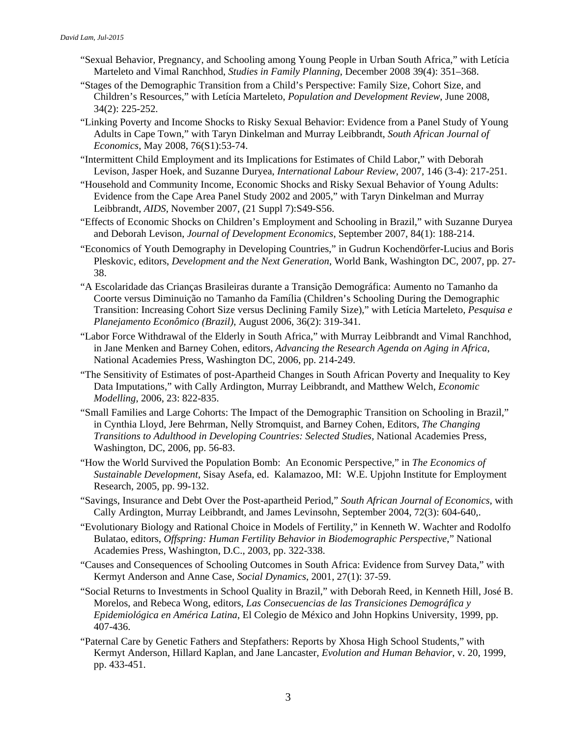"Sexual Behavior, Pregnancy, and Schooling among Young People in Urban South Africa," with Letícia Marteleto and Vimal Ranchhod, *Studies in Family Planning*, December 2008 39(4): 351–368.

"Stages of the Demographic Transition from a Child's Perspective: Family Size, Cohort Size, and Children's Resources," with Letícia Marteleto, *Population and Development Review*, June 2008, 34(2): 225-252.

"Linking Poverty and Income Shocks to Risky Sexual Behavior: Evidence from a Panel Study of Young Adults in Cape Town," with Taryn Dinkelman and Murray Leibbrandt, *South African Journal of Economics*, May 2008, 76(S1):53-74.

"Intermittent Child Employment and its Implications for Estimates of Child Labor," with Deborah Levison, Jasper Hoek, and Suzanne Duryea, *International Labour Review*, 2007, 146 (3-4): 217-251.

"Household and Community Income, Economic Shocks and Risky Sexual Behavior of Young Adults: Evidence from the Cape Area Panel Study 2002 and 2005," with Taryn Dinkelman and Murray Leibbrandt, *AIDS*, November 2007, (21 Suppl 7):S49-S56.

"Effects of Economic Shocks on Children's Employment and Schooling in Brazil," with Suzanne Duryea and Deborah Levison, *Journal of Development Economics*, September 2007, 84(1): 188-214.

"Economics of Youth Demography in Developing Countries," in Gudrun Kochendörfer-Lucius and Boris Pleskovic, editors, *Development and the Next Generation*, World Bank, Washington DC, 2007, pp. 27-38.

"A Escolaridade das Crianças Brasileiras durante a Transição Demográfica: Aumento no Tamanho da Coorte versus Diminuição no Tamanho da Família (Children's Schooling During the Demographic Transition: Increasing Cohort Size versus Declining Family Size)," with Letícia Marteleto, *Pesquisa e Planejamento Econômico (Brazil)*, August 2006, 36(2): 319-341.

"Labor Force Withdrawal of the Elderly in South Africa," with Murray Leibbrandt and Vimal Ranchhod, in Jane Menken and Barney Cohen, editors, *Advancing the Research Agenda on Aging in Africa*, National Academies Press, Washington DC, 2006, pp. 214-249.

"The Sensitivity of Estimates of post-Apartheid Changes in South African Poverty and Inequality to Key Data Imputations," with Cally Ardington, Murray Leibbrandt, and Matthew Welch, *Economic Modelling*, 2006, 23: 822-835.

"Small Families and Large Cohorts: The Impact of the Demographic Transition on Schooling in Brazil," in Cynthia Lloyd, Jere Behrman, Nelly Stromquist, and Barney Cohen, Editors, *The Changing Transitions to Adulthood in Developing Countries: Selected Studies*, National Academies Press, Washington, DC, 2006, pp. 56-83.

"How the World Survived the Population Bomb: An Economic Perspective," in *The Economics of Sustainable Development*, Sisay Asefa, ed. Kalamazoo, MI: W.E. Upjohn Institute for Employment Research, 2005, pp. 99-132.

"Savings, Insurance and Debt Over the Post-apartheid Period," *South African Journal of Economics*, with Cally Ardington, Murray Leibbrandt, and James Levinsohn, September 2004, 72(3): 604-640,.

"Evolutionary Biology and Rational Choice in Models of Fertility," in Kenneth W. Wachter and Rodolfo Bulatao, editors, *Offspring: Human Fertility Behavior in Biodemographic Perspective*," National Academies Press, Washington, D.C., 2003, pp. 322-338.

"Causes and Consequences of Schooling Outcomes in South Africa: Evidence from Survey Data," with Kermyt Anderson and Anne Case, *Social Dynamics*, 2001, 27(1): 37-59.

"Social Returns to Investments in School Quality in Brazil," with Deborah Reed, in Kenneth Hill, José B. Morelos, and Rebeca Wong, editors, *Las Consecuencias de las Transiciones Demográfica y Epidemiológica en América Latina*, El Colegio de México and John Hopkins University, 1999, pp. 407-436.

"Paternal Care by Genetic Fathers and Stepfathers: Reports by Xhosa High School Students," with Kermyt Anderson, Hillard Kaplan, and Jane Lancaster, *Evolution and Human Behavior*, v. 20, 1999, pp. 433-451.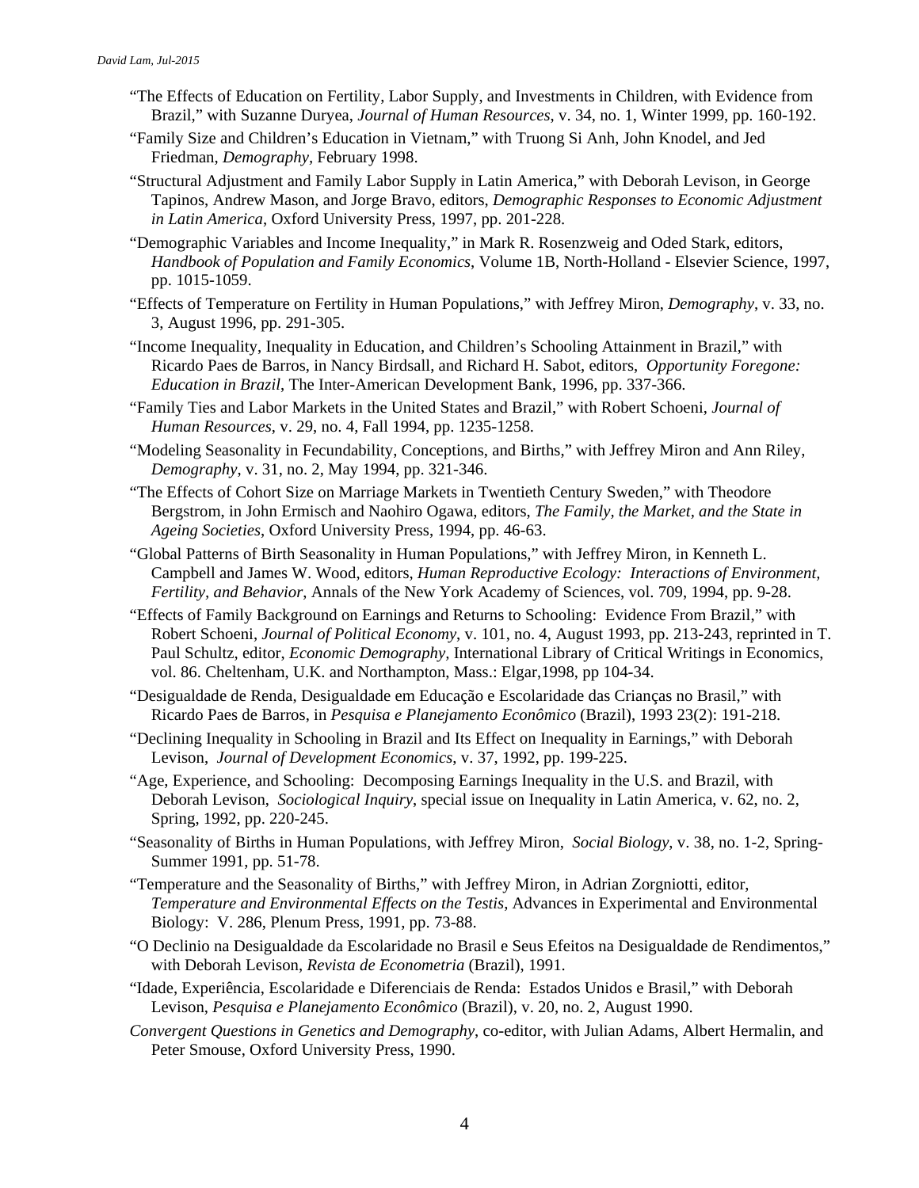"The Effects of Education on Fertility, Labor Supply, and Investments in Children, with Evidence from Brazil," with Suzanne Duryea, *Journal of Human Resources*, v. 34, no. 1, Winter 1999, pp. 160-192.

"Family Size and Children's Education in Vietnam," with Truong Si Anh, John Knodel, and Jed Friedman, *Demography*, February 1998.

"Structural Adjustment and Family Labor Supply in Latin America," with Deborah Levison, in George Tapinos, Andrew Mason, and Jorge Bravo, editors, *Demographic Responses to Economic Adjustment in Latin America*, Oxford University Press, 1997, pp. 201-228.

"Demographic Variables and Income Inequality," in Mark R. Rosenzweig and Oded Stark, editors, *Handbook of Population and Family Economics*, Volume 1B, North-Holland - Elsevier Science, 1997, pp. 1015-1059.

"Effects of Temperature on Fertility in Human Populations," with Jeffrey Miron, *Demography*, v. 33, no. 3, August 1996, pp. 291-305.

"Income Inequality, Inequality in Education, and Children's Schooling Attainment in Brazil," with Ricardo Paes de Barros, in Nancy Birdsall, and Richard H. Sabot, editors, *Opportunity Foregone: Education in Brazil*, The Inter-American Development Bank, 1996, pp. 337-366.

"Family Ties and Labor Markets in the United States and Brazil," with Robert Schoeni, *Journal of Human Resources*, v. 29, no. 4, Fall 1994, pp. 1235-1258.

"Modeling Seasonality in Fecundability, Conceptions, and Births," with Jeffrey Miron and Ann Riley, *Demography*, v. 31, no. 2, May 1994, pp. 321-346.

"The Effects of Cohort Size on Marriage Markets in Twentieth Century Sweden," with Theodore Bergstrom, in John Ermisch and Naohiro Ogawa, editors, *The Family, the Market, and the State in Ageing Societies*, Oxford University Press, 1994, pp. 46-63.

"Global Patterns of Birth Seasonality in Human Populations," with Jeffrey Miron, in Kenneth L. Campbell and James W. Wood, editors, *Human Reproductive Ecology: Interactions of Environment, Fertility, and Behavior*, Annals of the New York Academy of Sciences, vol. 709, 1994, pp. 9-28.

"Effects of Family Background on Earnings and Returns to Schooling: Evidence From Brazil," with Robert Schoeni, *Journal of Political Economy*, v. 101, no. 4, August 1993, pp. 213-243, reprinted in T. Paul Schultz, editor, *Economic Demography,* International Library of Critical Writings in Economics, vol. 86. Cheltenham, U.K. and Northampton, Mass.: Elgar,1998, pp 104-34.

"Desigualdade de Renda, Desigualdade em Educação e Escolaridade das Crianças no Brasil," with Ricardo Paes de Barros, in *Pesquisa e Planejamento Econômico* (Brazil), 1993 23(2): 191-218.

"Declining Inequality in Schooling in Brazil and Its Effect on Inequality in Earnings," with Deborah Levison, *Journal of Development Economics*, v. 37, 1992, pp. 199-225.

"Age, Experience, and Schooling: Decomposing Earnings Inequality in the U.S. and Brazil, with Deborah Levison, *Sociological Inquiry*, special issue on Inequality in Latin America, v. 62, no. 2, Spring, 1992, pp. 220-245.

"Seasonality of Births in Human Populations, with Jeffrey Miron, *Social Biology*, v. 38, no. 1-2, Spring-Summer 1991, pp. 51-78.

"Temperature and the Seasonality of Births," with Jeffrey Miron, in Adrian Zorgniotti, editor, *Temperature and Environmental Effects on the Testis*, Advances in Experimental and Environmental Biology: V. 286, Plenum Press, 1991, pp. 73-88.

"O Declinio na Desigualdade da Escolaridade no Brasil e Seus Efeitos na Desigualdade de Rendimentos," with Deborah Levison, *Revista de Econometria* (Brazil), 1991.

"Idade, Experiência, Escolaridade e Diferenciais de Renda: Estados Unidos e Brasil," with Deborah Levison, *Pesquisa e Planejamento Econômico* (Brazil), v. 20, no. 2, August 1990.

*Convergent Questions in Genetics and Demography*, co-editor, with Julian Adams, Albert Hermalin, and Peter Smouse, Oxford University Press, 1990.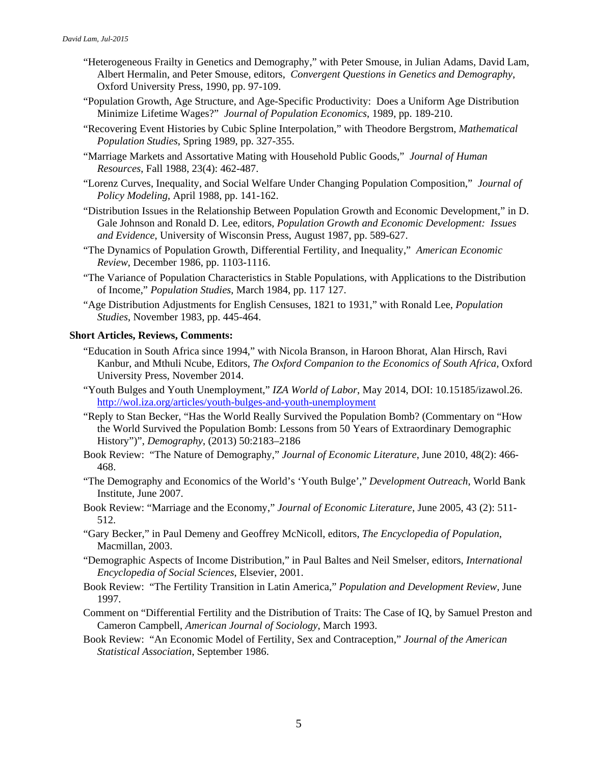"Heterogeneous Frailty in Genetics and Demography," with Peter Smouse, in Julian Adams, David Lam, Albert Hermalin, and Peter Smouse, editors, *Convergent Questions in Genetics and Demography*, Oxford University Press, 1990, pp. 97-109.

"Population Growth, Age Structure, and Age-Specific Productivity: Does a Uniform Age Distribution Minimize Lifetime Wages?" *Journal of Population Economics*, 1989, pp. 189-210.

"Recovering Event Histories by Cubic Spline Interpolation," with Theodore Bergstrom, *Mathematical Population Studies*, Spring 1989, pp. 327-355.

"Marriage Markets and Assortative Mating with Household Public Goods," *Journal of Human Resources*, Fall 1988, 23(4): 462-487.

"Lorenz Curves, Inequality, and Social Welfare Under Changing Population Composition," *Journal of Policy Modeling*, April 1988, pp. 141-162.

"Distribution Issues in the Relationship Between Population Growth and Economic Development," in D. Gale Johnson and Ronald D. Lee, editors, *Population Growth and Economic Development: Issues and Evidence*, University of Wisconsin Press, August 1987, pp. 589-627.

"The Dynamics of Population Growth, Differential Fertility, and Inequality," *American Economic Review*, December 1986, pp. 1103-1116.

"The Variance of Population Characteristics in Stable Populations, with Applications to the Distribution of Income," *Population Studies*, March 1984, pp. 117 127.

"Age Distribution Adjustments for English Censuses, 1821 to 1931," with Ronald Lee, *Population Studies*, November 1983, pp. 445-464.

**Short Articles, Reviews, Comments:**

"Education in South Africa since 1994," with Nicola Branson, in Haroon Bhorat, Alan Hirsch, Ravi Kanbur, and Mthuli Ncube, Editors, *The Oxford Companion to the Economics of South Africa,* Oxford University Press, November 2014.

"Youth Bulges and Youth Unemployment," *IZA World of Labor*, May 2014, DOI: 10.15185/izawol.26. http://wol.iza.org/articles/youth-bulges-and-youth-unemployment

"Reply to Stan Becker, "Has the World Really Survived the Population Bomb? (Commentary on "How the World Survived the Population Bomb: Lessons from 50 Years of Extraordinary Demographic History")", *Demography*, (2013) 50:2183–2186

Book Review: "The Nature of Demography," *Journal of Economic Literature*, June 2010, 48(2): 466-468.

"The Demography and Economics of the World's 'Youth Bulge'," *Development Outreach*, World Bank Institute, June 2007.

Book Review: "Marriage and the Economy," *Journal of Economic Literature*, June 2005, 43 (2): 511-512.

"Gary Becker," in Paul Demeny and Geoffrey McNicoll, editors, *The Encyclopedia of Population*, Macmillan, 2003.

"Demographic Aspects of Income Distribution," in Paul Baltes and Neil Smelser, editors, *International Encyclopedia of Social Sciences*, Elsevier, 2001.

Book Review: "The Fertility Transition in Latin America," *Population and Development Review*, June 1997.

Comment on "Differential Fertility and the Distribution of Traits: The Case of IQ, by Samuel Preston and Cameron Campbell, *American Journal of Sociology*, March 1993.

Book Review: "An Economic Model of Fertility, Sex and Contraception," *Journal of the American Statistical Association*, September 1986.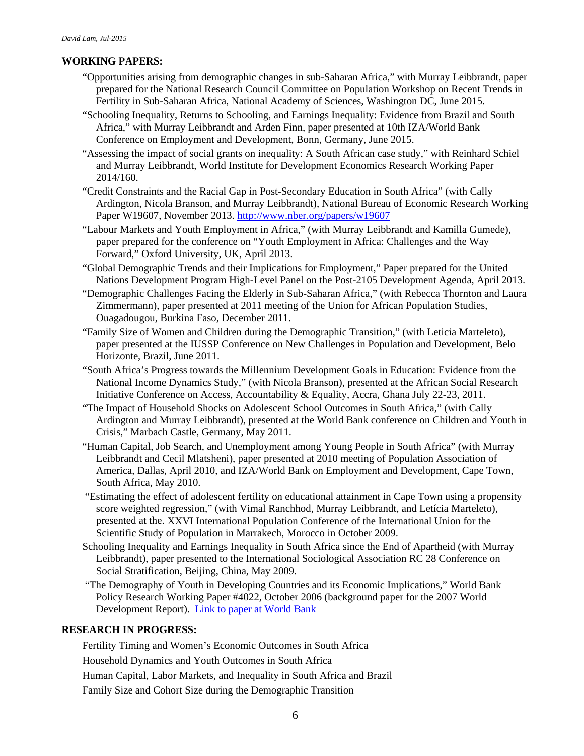## WORKING PAPERS:

"Opportunities arising from demographic changes in sub-Saharan Africa," with Murray Leibbrandt, paper prepared for the National Research Council Committee on Population Workshop on Recent Trends in Fertility in Sub-Saharan Africa, National Academy of Sciences, Washington DC, June 2015.

"Schooling Inequality, Returns to Schooling, and Earnings Inequality: Evidence from Brazil and South Africa," with Murray Leibbrandt and Arden Finn, paper presented at 10th IZA/World Bank Conference on Employment and Development, Bonn, Germany, June 2015.

"Assessing the impact of social grants on inequality: A South African case study," with Reinhard Schiel and Murray Leibbrandt, World Institute for Development Economics Research Working Paper 2014/160.

"Credit Constraints and the Racial Gap in Post-Secondary Education in South Africa" (with Cally Ardington, Nicola Branson, and Murray Leibbrandt), National Bureau of Economic Research Working Paper W19607, November 2013. [http://www.nber.org/papers/w19607](http://www.nber.org/papers/w19607)

"Labour Markets and Youth Employment in Africa," (with Murray Leibbrandt and Kamilla Gumede), paper prepared for the conference on "Youth Employment in Africa: Challenges and the Way Forward," Oxford University, UK, April 2013.

"Global Demographic Trends and their Implications for Employment," Paper prepared for the United Nations Development Program High-Level Panel on the Post-2105 Development Agenda, April 2013.

"Demographic Challenges Facing the Elderly in Sub-Saharan Africa," (with Rebecca Thornton and Laura Zimmermann), paper presented at 2011 meeting of the Union for African Population Studies, Ouagadougou, Burkina Faso, December 2011.

"Family Size of Women and Children during the Demographic Transition," (with Leticia Marteleto), paper presented at the IUSSP Conference on New Challenges in Population and Development, Belo Horizonte, Brazil, June 2011.

"South Africa's Progress towards the Millennium Development Goals in Education: Evidence from the National Income Dynamics Study," (with Nicola Branson), presented at the African Social Research Initiative Conference on Access, Accountability & Equality, Accra, Ghana July 22-23, 2011.

"The Impact of Household Shocks on Adolescent School Outcomes in South Africa," (with Cally Ardington and Murray Leibbrandt), presented at the World Bank conference on Children and Youth in Crisis," Marbach Castle, Germany, May 2011.

"Human Capital, Job Search, and Unemployment among Young People in South Africa" (with Murray Leibbrandt and Cecil Mlatsheni), paper presented at 2010 meeting of Population Association of America, Dallas, April 2010, and IZA/World Bank on Employment and Development, Cape Town, South Africa, May 2010.

"Estimating the effect of adolescent fertility on educational attainment in Cape Town using a propensity score weighted regression," (with Vimal Ranchhod, Murray Leibbrandt, and Letícia Marteleto), presented at the. XXVI International Population Conference of the International Union for the Scientific Study of Population in Marrakech, Morocco in October 2009.

Schooling Inequality and Earnings Inequality in South Africa since the End of Apartheid (with Murray Leibbrandt), paper presented to the International Sociological Association RC 28 Conference on Social Stratification, Beijing, China, May 2009.

"The Demography of Youth in Developing Countries and its Economic Implications," World Bank Policy Research Working Paper #4022, October 2006 (background paper for the 2007 World Development Report). Link to paper at World Bank

## RESEARCH IN PROGRESS:

Fertility Timing and Women's Economic Outcomes in South Africa

Household Dynamics and Youth Outcomes in South Africa

Human Capital, Labor Markets, and Inequality in South Africa and Brazil

Family Size and Cohort Size during the Demographic Transition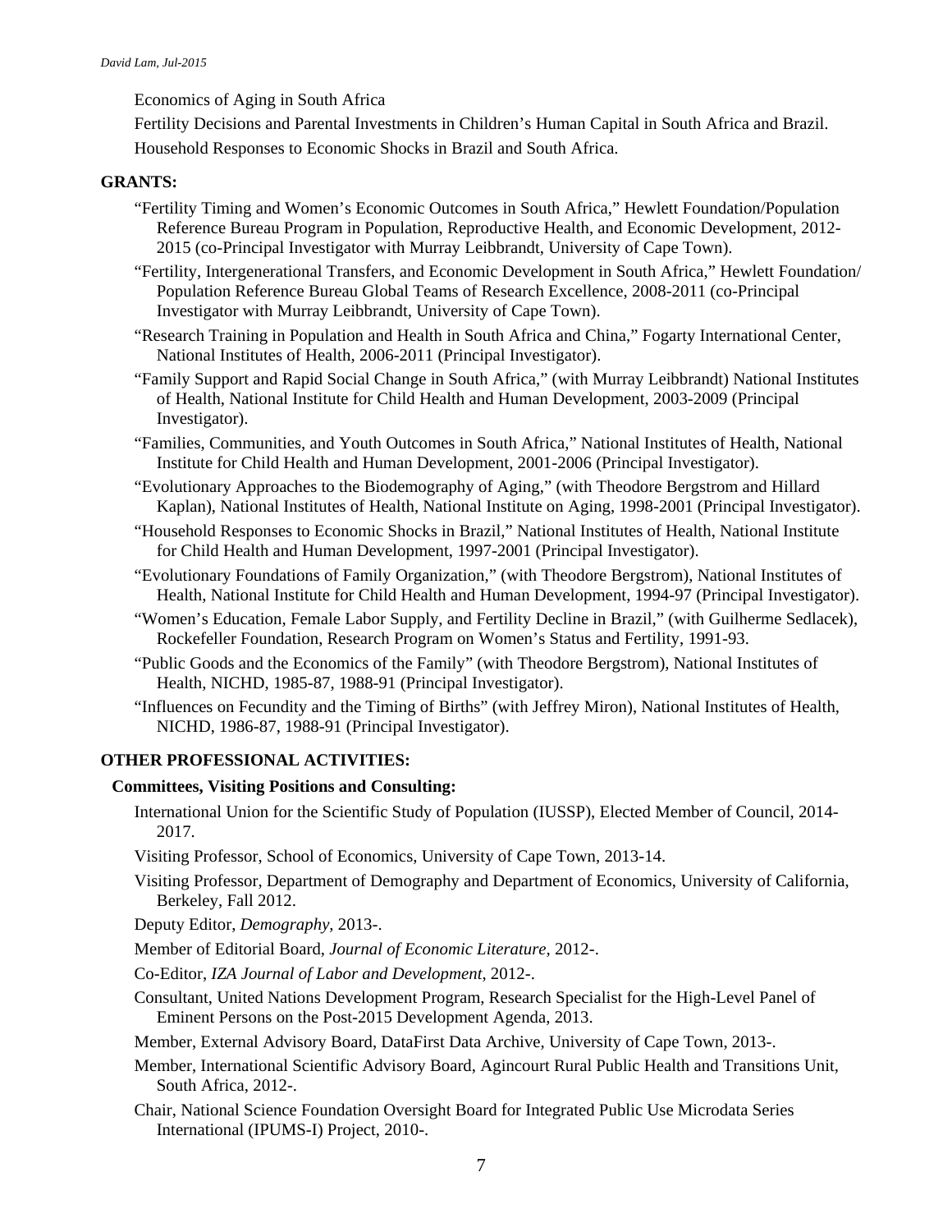Economics of Aging in South Africa

Fertility Decisions and Parental Investments in Children's Human Capital in South Africa and Brazil.

Household Responses to Economic Shocks in Brazil and South Africa.

## GRANTS:

"Fertility Timing and Women's Economic Outcomes in South Africa," Hewlett Foundation/Population Reference Bureau Program in Population, Reproductive Health, and Economic Development, 2012-2015 (co-Principal Investigator with Murray Leibbrandt, University of Cape Town).

"Fertility, Intergenerational Transfers, and Economic Development in South Africa," Hewlett Foundation/ Population Reference Bureau Global Teams of Research Excellence, 2008-2011 (co-Principal Investigator with Murray Leibbrandt, University of Cape Town).

"Research Training in Population and Health in South Africa and China," Fogarty International Center, National Institutes of Health, 2006-2011 (Principal Investigator).

"Family Support and Rapid Social Change in South Africa," (with Murray Leibbrandt) National Institutes of Health, National Institute for Child Health and Human Development, 2003-2009 (Principal Investigator).

"Families, Communities, and Youth Outcomes in South Africa," National Institutes of Health, National Institute for Child Health and Human Development, 2001-2006 (Principal Investigator).

"Evolutionary Approaches to the Biodemography of Aging," (with Theodore Bergstrom and Hillard Kaplan), National Institutes of Health, National Institute on Aging, 1998-2001 (Principal Investigator).

"Household Responses to Economic Shocks in Brazil," National Institutes of Health, National Institute for Child Health and Human Development, 1997-2001 (Principal Investigator).

"Evolutionary Foundations of Family Organization," (with Theodore Bergstrom), National Institutes of Health, National Institute for Child Health and Human Development, 1994-97 (Principal Investigator).

"Women's Education, Female Labor Supply, and Fertility Decline in Brazil," (with Guilherme Sedlacek), Rockefeller Foundation, Research Program on Women's Status and Fertility, 1991-93.

"Public Goods and the Economics of the Family" (with Theodore Bergstrom), National Institutes of Health, NICHD, 1985-87, 1988-91 (Principal Investigator).

"Influences on Fecundity and the Timing of Births" (with Jeffrey Miron), National Institutes of Health, NICHD, 1986-87, 1988-91 (Principal Investigator).

## OTHER PROFESSIONAL ACTIVITIES:

### Committees, Visiting Positions and Consulting:

International Union for the Scientific Study of Population (IUSSP), Elected Member of Council, 2014-2017.

Visiting Professor, School of Economics, University of Cape Town, 2013-14.

Visiting Professor, Department of Demography and Department of Economics, University of California, Berkeley, Fall 2012.

Deputy Editor, *Demography*, 2013-.

Member of Editorial Board, *Journal of Economic Literature*, 2012-.

Co-Editor, *IZA Journal of Labor and Development*, 2012-.

Consultant, United Nations Development Program, Research Specialist for the High-Level Panel of Eminent Persons on the Post-2015 Development Agenda, 2013.

Member, External Advisory Board, DataFirst Data Archive, University of Cape Town, 2013-.

Member, International Scientific Advisory Board, Agincourt Rural Public Health and Transitions Unit, South Africa, 2012-.

Chair, National Science Foundation Oversight Board for Integrated Public Use Microdata Series International (IPUMS-I) Project, 2010-.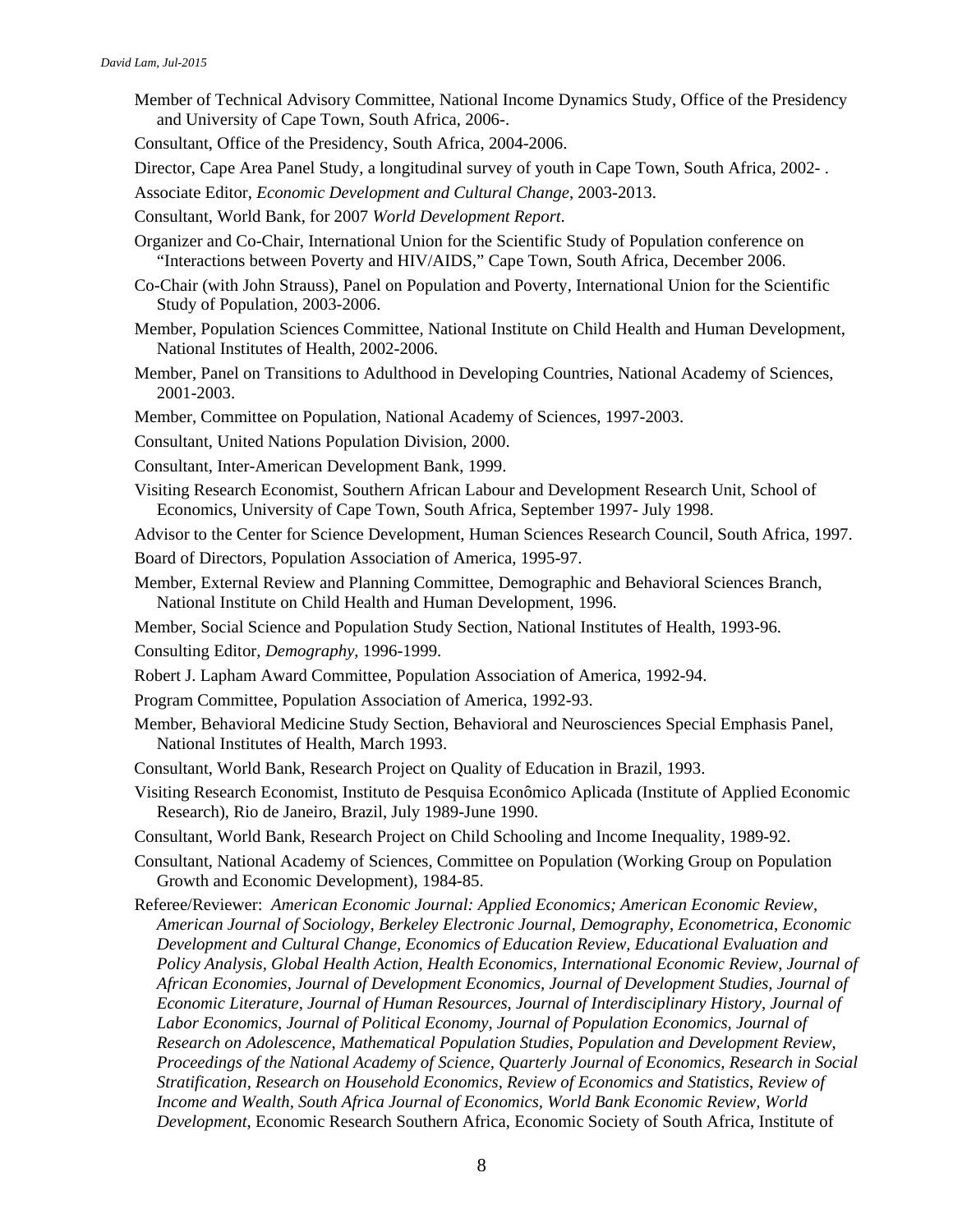Member of Technical Advisory Committee, National Income Dynamics Study, Office of the Presidency and University of Cape Town, South Africa, 2006-.

Consultant, Office of the Presidency, South Africa, 2004-2006.

Director, Cape Area Panel Study, a longitudinal survey of youth in Cape Town, South Africa, 2002- .

Associate Editor, *Economic Development and Cultural Change*, 2003-2013.

Consultant, World Bank, for 2007 *World Development Report*.

Organizer and Co-Chair, International Union for the Scientific Study of Population conference on "Interactions between Poverty and HIV/AIDS," Cape Town, South Africa, December 2006.

Co-Chair (with John Strauss), Panel on Population and Poverty, International Union for the Scientific Study of Population, 2003-2006.

Member, Population Sciences Committee, National Institute on Child Health and Human Development, National Institutes of Health, 2002-2006.

Member, Panel on Transitions to Adulthood in Developing Countries, National Academy of Sciences, 2001-2003.

Member, Committee on Population, National Academy of Sciences, 1997-2003.

Consultant, United Nations Population Division, 2000.

Consultant, Inter-American Development Bank, 1999.

Visiting Research Economist, Southern African Labour and Development Research Unit, School of Economics, University of Cape Town, South Africa, September 1997- July 1998.

Advisor to the Center for Science Development, Human Sciences Research Council, South Africa, 1997.

Board of Directors, Population Association of America, 1995-97.

Member, External Review and Planning Committee, Demographic and Behavioral Sciences Branch, National Institute on Child Health and Human Development, 1996.

Member, Social Science and Population Study Section, National Institutes of Health, 1993-96.

Consulting Editor, *Demography*, 1996-1999.

Robert J. Lapham Award Committee, Population Association of America, 1992-94.

Program Committee, Population Association of America, 1992-93.

Member, Behavioral Medicine Study Section, Behavioral and Neurosciences Special Emphasis Panel, National Institutes of Health, March 1993.

Consultant, World Bank, Research Project on Quality of Education in Brazil, 1993.

Visiting Research Economist, Instituto de Pesquisa Econômico Aplicada (Institute of Applied Economic Research), Rio de Janeiro, Brazil, July 1989-June 1990.

Consultant, World Bank, Research Project on Child Schooling and Income Inequality, 1989-92.

Consultant, National Academy of Sciences, Committee on Population (Working Group on Population Growth and Economic Development), 1984-85.

Referee/Reviewer: *American Economic Journal: Applied Economics; American Economic Review*, *American Journal of Sociology, Berkeley Electronic Journal, Demography*, *Econometrica*, *Economic Development and Cultural Change, Economics of Education Review, Educational Evaluation and Policy Analysis, Global Health Action, Health Economics, International Economic Review*, *Journal of African Economies, Journal of Development Economics, Journal of Development Studies*, *Journal of Economic Literature*, *Journal of Human Resources*, *Journal of Interdisciplinary History*, *Journal of Labor Economics*, *Journal of Political Economy*, *Journal of Population Economics, Journal of Research on Adolescence, Mathematical Population Studies*, *Population and Development Review*, *Proceedings of the National Academy of Science, Quarterly Journal of Economics, Research in Social Stratification, Research on Household Economics, Review of Economics and Statistics*, *Review of Income and Wealth, South Africa Journal of Economics, World Bank Economic Review, World Development,* Economic Research Southern Africa, Economic Society of South Africa, Institute of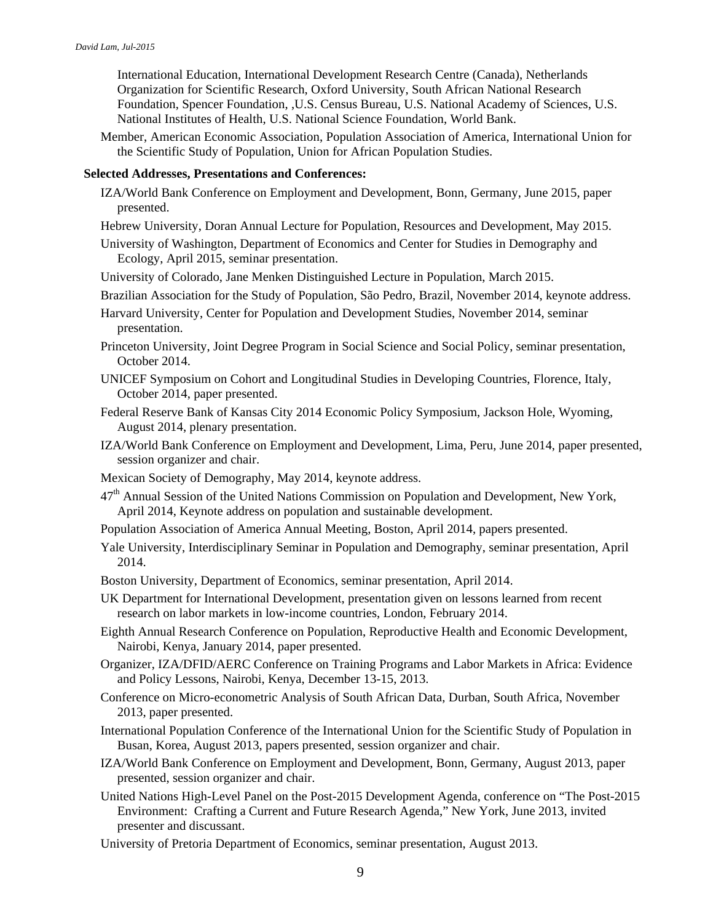International Education, International Development Research Centre (Canada), Netherlands Organization for Scientific Research, Oxford University, South African National Research Foundation, Spencer Foundation, ,U.S. Census Bureau, U.S. National Academy of Sciences, U.S. National Institutes of Health, U.S. National Science Foundation, World Bank.

Member, American Economic Association, Population Association of America, International Union for the Scientific Study of Population, Union for African Population Studies.

**Selected Addresses, Presentations and Conferences:**

IZA/World Bank Conference on Employment and Development, Bonn, Germany, June 2015, paper presented.

Hebrew University, Doran Annual Lecture for Population, Resources and Development, May 2015.

University of Washington, Department of Economics and Center for Studies in Demography and Ecology, April 2015, seminar presentation.

University of Colorado, Jane Menken Distinguished Lecture in Population, March 2015.

Brazilian Association for the Study of Population, São Pedro, Brazil, November 2014, keynote address.

Harvard University, Center for Population and Development Studies, November 2014, seminar presentation.

Princeton University, Joint Degree Program in Social Science and Social Policy, seminar presentation, October 2014.

UNICEF Symposium on Cohort and Longitudinal Studies in Developing Countries, Florence, Italy, October 2014, paper presented.

Federal Reserve Bank of Kansas City 2014 Economic Policy Symposium, Jackson Hole, Wyoming, August 2014, plenary presentation.

IZA/World Bank Conference on Employment and Development, Lima, Peru, June 2014, paper presented, session organizer and chair.

Mexican Society of Demography, May 2014, keynote address.

47th Annual Session of the United Nations Commission on Population and Development, New York, April 2014, Keynote address on population and sustainable development.

Population Association of America Annual Meeting, Boston, April 2014, papers presented.

Yale University, Interdisciplinary Seminar in Population and Demography, seminar presentation, April 2014.

Boston University, Department of Economics, seminar presentation, April 2014.

UK Department for International Development, presentation given on lessons learned from recent research on labor markets in low-income countries, London, February 2014.

Eighth Annual Research Conference on Population, Reproductive Health and Economic Development, Nairobi, Kenya, January 2014, paper presented.

Organizer, IZA/DFID/AERC Conference on Training Programs and Labor Markets in Africa: Evidence and Policy Lessons, Nairobi, Kenya, December 13-15, 2013.

Conference on Micro-econometric Analysis of South African Data, Durban, South Africa, November 2013, paper presented.

International Population Conference of the International Union for the Scientific Study of Population in Busan, Korea, August 2013, papers presented, session organizer and chair.

IZA/World Bank Conference on Employment and Development, Bonn, Germany, August 2013, paper presented, session organizer and chair.

United Nations High-Level Panel on the Post-2015 Development Agenda, conference on "The Post-2015 Environment: Crafting a Current and Future Research Agenda," New York, June 2013, invited presenter and discussant.

University of Pretoria Department of Economics, seminar presentation, August 2013.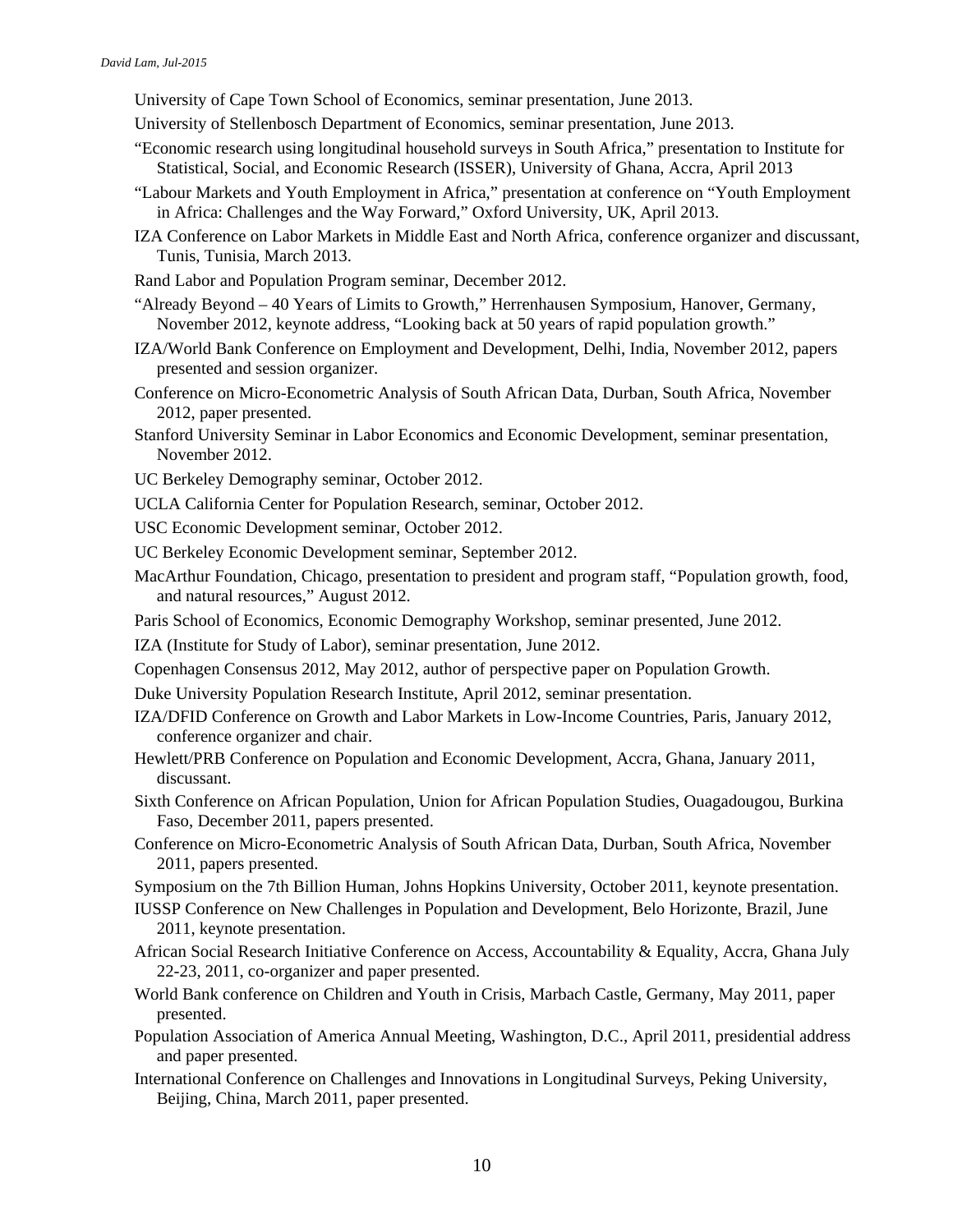University of Cape Town School of Economics, seminar presentation, June 2013.

University of Stellenbosch Department of Economics, seminar presentation, June 2013.

"Economic research using longitudinal household surveys in South Africa," presentation to Institute for Statistical, Social, and Economic Research (ISSER), University of Ghana, Accra, April 2013

"Labour Markets and Youth Employment in Africa," presentation at conference on "Youth Employment in Africa: Challenges and the Way Forward," Oxford University, UK, April 2013.

IZA Conference on Labor Markets in Middle East and North Africa, conference organizer and discussant, Tunis, Tunisia, March 2013.

Rand Labor and Population Program seminar, December 2012.

"Already Beyond – 40 Years of Limits to Growth," Herrenhausen Symposium, Hanover, Germany, November 2012, keynote address, "Looking back at 50 years of rapid population growth."

IZA/World Bank Conference on Employment and Development, Delhi, India, November 2012, papers presented and session organizer.

Conference on Micro-Econometric Analysis of South African Data, Durban, South Africa, November 2012, paper presented.

Stanford University Seminar in Labor Economics and Economic Development, seminar presentation, November 2012.

UC Berkeley Demography seminar, October 2012.

UCLA California Center for Population Research, seminar, October 2012.

USC Economic Development seminar, October 2012.

UC Berkeley Economic Development seminar, September 2012.

MacArthur Foundation, Chicago, presentation to president and program staff, "Population growth, food, and natural resources," August 2012.

Paris School of Economics, Economic Demography Workshop, seminar presented, June 2012.

IZA (Institute for Study of Labor), seminar presentation, June 2012.

Copenhagen Consensus 2012, May 2012, author of perspective paper on Population Growth.

Duke University Population Research Institute, April 2012, seminar presentation.

IZA/DFID Conference on Growth and Labor Markets in Low-Income Countries, Paris, January 2012, conference organizer and chair.

Hewlett/PRB Conference on Population and Economic Development, Accra, Ghana, January 2011, discussant.

Sixth Conference on African Population, Union for African Population Studies, Ouagadougou, Burkina Faso, December 2011, papers presented.

Conference on Micro-Econometric Analysis of South African Data, Durban, South Africa, November 2011, papers presented.

Symposium on the 7th Billion Human, Johns Hopkins University, October 2011, keynote presentation.

IUSSP Conference on New Challenges in Population and Development, Belo Horizonte, Brazil, June 2011, keynote presentation.

African Social Research Initiative Conference on Access, Accountability & Equality, Accra, Ghana July 22-23, 2011, co-organizer and paper presented.

World Bank conference on Children and Youth in Crisis, Marbach Castle, Germany, May 2011, paper presented.

Population Association of America Annual Meeting, Washington, D.C., April 2011, presidential address and paper presented.

International Conference on Challenges and Innovations in Longitudinal Surveys, Peking University, Beijing, China, March 2011, paper presented.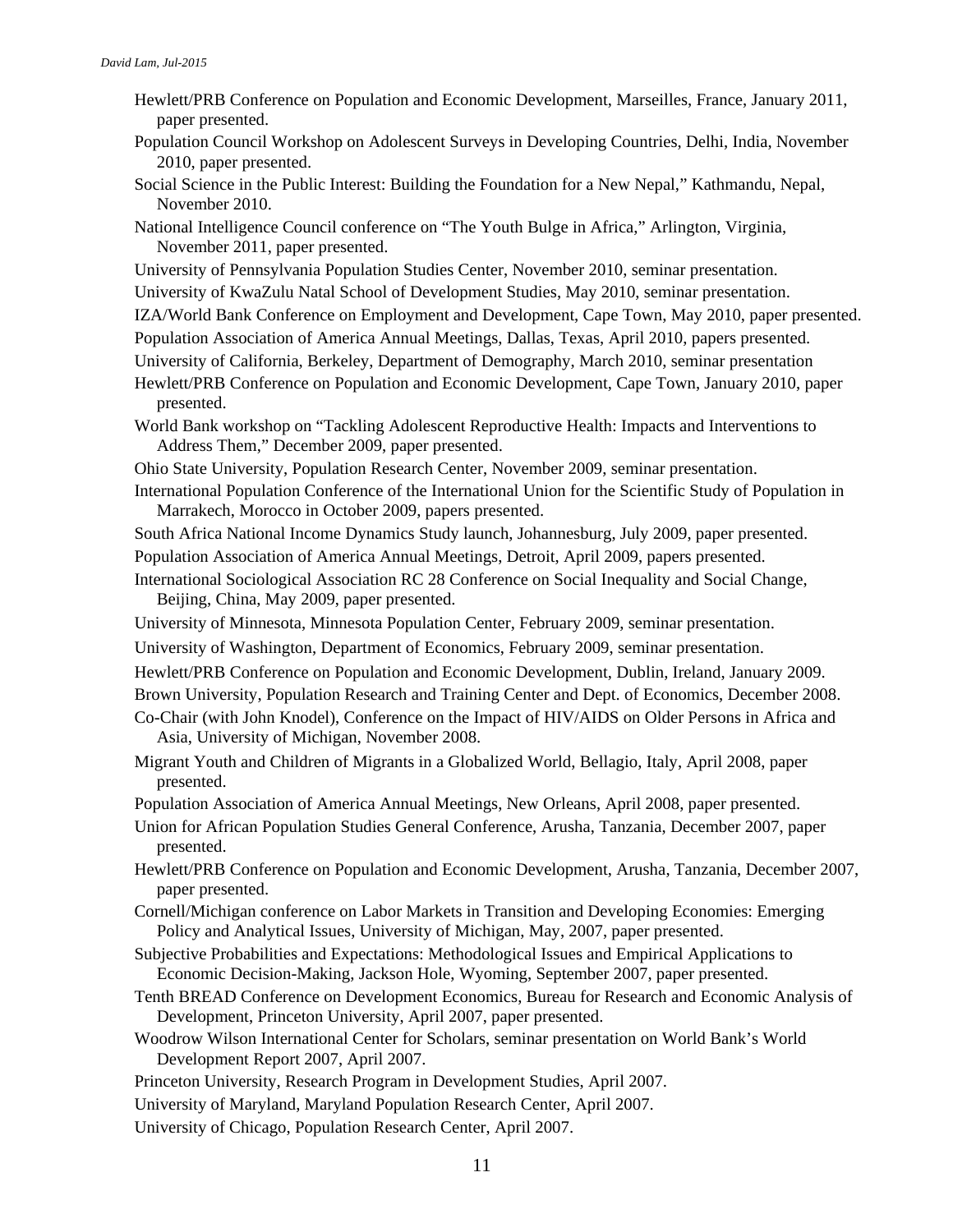Hewlett/PRB Conference on Population and Economic Development, Marseilles, France, January 2011, paper presented.

Population Council Workshop on Adolescent Surveys in Developing Countries, Delhi, India, November 2010, paper presented.

Social Science in the Public Interest: Building the Foundation for a New Nepal," Kathmandu, Nepal, November 2010.

National Intelligence Council conference on "The Youth Bulge in Africa," Arlington, Virginia, November 2011, paper presented.

University of Pennsylvania Population Studies Center, November 2010, seminar presentation.

University of KwaZulu Natal School of Development Studies, May 2010, seminar presentation.

IZA/World Bank Conference on Employment and Development, Cape Town, May 2010, paper presented.

Population Association of America Annual Meetings, Dallas, Texas, April 2010, papers presented.

University of California, Berkeley, Department of Demography, March 2010, seminar presentation

Hewlett/PRB Conference on Population and Economic Development, Cape Town, January 2010, paper presented.

World Bank workshop on "Tackling Adolescent Reproductive Health: Impacts and Interventions to Address Them," December 2009, paper presented.

Ohio State University, Population Research Center, November 2009, seminar presentation.

International Population Conference of the International Union for the Scientific Study of Population in Marrakech, Morocco in October 2009, papers presented.

South Africa National Income Dynamics Study launch, Johannesburg, July 2009, paper presented.

Population Association of America Annual Meetings, Detroit, April 2009, papers presented.

International Sociological Association RC 28 Conference on Social Inequality and Social Change, Beijing, China, May 2009, paper presented.

University of Minnesota, Minnesota Population Center, February 2009, seminar presentation.

University of Washington, Department of Economics, February 2009, seminar presentation.

Hewlett/PRB Conference on Population and Economic Development, Dublin, Ireland, January 2009.

Brown University, Population Research and Training Center and Dept. of Economics, December 2008.

Co-Chair (with John Knodel), Conference on the Impact of HIV/AIDS on Older Persons in Africa and Asia, University of Michigan, November 2008.

Migrant Youth and Children of Migrants in a Globalized World, Bellagio, Italy, April 2008, paper presented.

Population Association of America Annual Meetings, New Orleans, April 2008, paper presented.

Union for African Population Studies General Conference, Arusha, Tanzania, December 2007, paper presented.

Hewlett/PRB Conference on Population and Economic Development, Arusha, Tanzania, December 2007, paper presented.

Cornell/Michigan conference on Labor Markets in Transition and Developing Economies: Emerging Policy and Analytical Issues, University of Michigan, May, 2007, paper presented.

Subjective Probabilities and Expectations: Methodological Issues and Empirical Applications to Economic Decision-Making, Jackson Hole, Wyoming, September 2007, paper presented.

Tenth BREAD Conference on Development Economics, Bureau for Research and Economic Analysis of Development, Princeton University, April 2007, paper presented.

Woodrow Wilson International Center for Scholars, seminar presentation on World Bank's World Development Report 2007, April 2007.

Princeton University, Research Program in Development Studies, April 2007.

University of Maryland, Maryland Population Research Center, April 2007.

University of Chicago, Population Research Center, April 2007.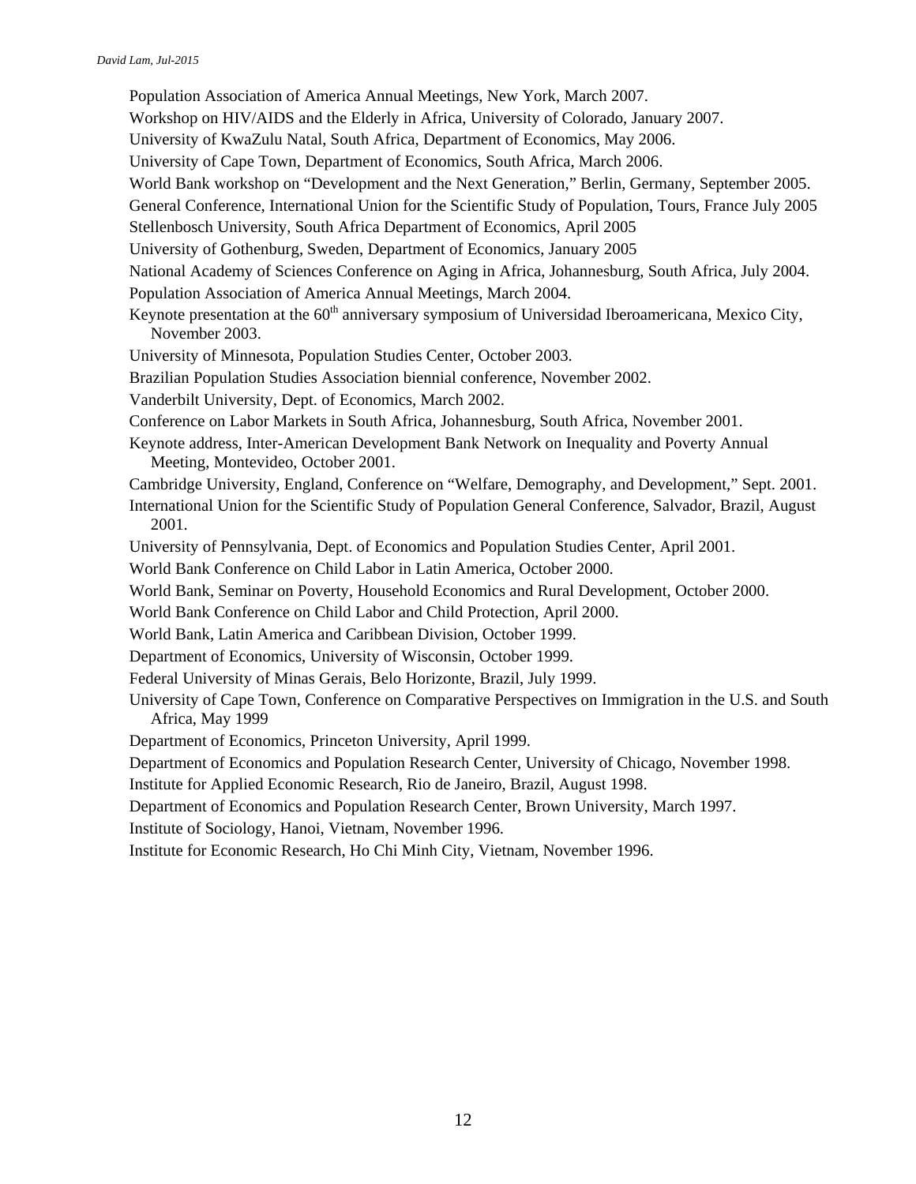Population Association of America Annual Meetings, New York, March 2007.

Workshop on HIV/AIDS and the Elderly in Africa, University of Colorado, January 2007.

University of KwaZulu Natal, South Africa, Department of Economics, May 2006.

University of Cape Town, Department of Economics, South Africa, March 2006.

World Bank workshop on "Development and the Next Generation," Berlin, Germany, September 2005.

General Conference, International Union for the Scientific Study of Population, Tours, France July 2005

Stellenbosch University, South Africa Department of Economics, April 2005

University of Gothenburg, Sweden, Department of Economics, January 2005

National Academy of Sciences Conference on Aging in Africa, Johannesburg, South Africa, July 2004.

Population Association of America Annual Meetings, March 2004.

Keynote presentation at the 60th anniversary symposium of Universidad Iberoamericana, Mexico City, November 2003.

University of Minnesota, Population Studies Center, October 2003.

Brazilian Population Studies Association biennial conference, November 2002.

Vanderbilt University, Dept. of Economics, March 2002.

Conference on Labor Markets in South Africa, Johannesburg, South Africa, November 2001.

Keynote address, Inter-American Development Bank Network on Inequality and Poverty Annual Meeting, Montevideo, October 2001.

Cambridge University, England, Conference on "Welfare, Demography, and Development," Sept. 2001.

International Union for the Scientific Study of Population General Conference, Salvador, Brazil, August 2001.

University of Pennsylvania, Dept. of Economics and Population Studies Center, April 2001.

World Bank Conference on Child Labor in Latin America, October 2000.

World Bank, Seminar on Poverty, Household Economics and Rural Development, October 2000.

World Bank Conference on Child Labor and Child Protection, April 2000.

World Bank, Latin America and Caribbean Division, October 1999.

Department of Economics, University of Wisconsin, October 1999.

Federal University of Minas Gerais, Belo Horizonte, Brazil, July 1999.

University of Cape Town, Conference on Comparative Perspectives on Immigration in the U.S. and South Africa, May 1999

Department of Economics, Princeton University, April 1999.

Department of Economics and Population Research Center, University of Chicago, November 1998.

Institute for Applied Economic Research, Rio de Janeiro, Brazil, August 1998.

Department of Economics and Population Research Center, Brown University, March 1997.

Institute of Sociology, Hanoi, Vietnam, November 1996.

Institute for Economic Research, Ho Chi Minh City, Vietnam, November 1996.